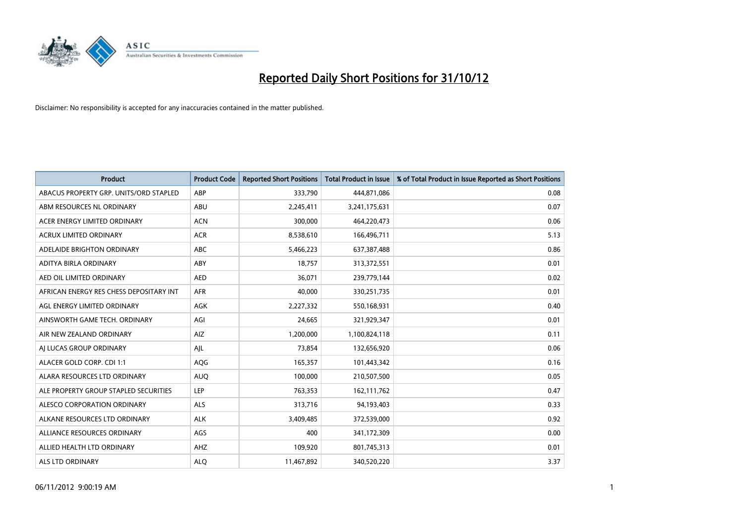# Reported Daily Short Positions for 31/10/12

Disclaimer: No responsibility is accepted for any inaccuracies contained in the matter published.

| Product | Product Code | Reported Short Positions | Total Product in Issue | % of Total Product in Issue Reported as Short Positions |
|---|---|---|---|---|
| ABACUS PROPERTY GRP. UNITS/ORD STAPLED | ABP | 333,790 | 444,871,086 | 0.08 |
| ABM RESOURCES NL ORDINARY | ABU | 2,245,411 | 3,241,175,631 | 0.07 |
| ACER ENERGY LIMITED ORDINARY | ACN | 300,000 | 464,220,473 | 0.06 |
| ACRUX LIMITED ORDINARY | ACR | 8,538,610 | 166,496,711 | 5.13 |
| ADELAIDE BRIGHTON ORDINARY | ABC | 5,466,223 | 637,387,488 | 0.86 |
| ADITYA BIRLA ORDINARY | ABY | 18,757 | 313,372,551 | 0.01 |
| AED OIL LIMITED ORDINARY | AED | 36,071 | 239,779,144 | 0.02 |
| AFRICAN ENERGY RES CHESS DEPOSITARY INT | AFR | 40,000 | 330,251,735 | 0.01 |
| AGL ENERGY LIMITED ORDINARY | AGK | 2,227,332 | 550,168,931 | 0.40 |
| AINSWORTH GAME TECH. ORDINARY | AGI | 24,665 | 321,929,347 | 0.01 |
| AIR NEW ZEALAND ORDINARY | AIZ | 1,200,000 | 1,100,824,118 | 0.11 |
| AJ LUCAS GROUP ORDINARY | AJL | 73,854 | 132,656,920 | 0.06 |
| ALACER GOLD CORP. CDI 1:1 | AQG | 165,357 | 101,443,342 | 0.16 |
| ALARA RESOURCES LTD ORDINARY | AUQ | 100,000 | 210,507,500 | 0.05 |
| ALE PROPERTY GROUP STAPLED SECURITIES | LEP | 763,353 | 162,111,762 | 0.47 |
| ALESCO CORPORATION ORDINARY | ALS | 313,716 | 94,193,403 | 0.33 |
| ALKANE RESOURCES LTD ORDINARY | ALK | 3,409,485 | 372,539,000 | 0.92 |
| ALLIANCE RESOURCES ORDINARY | AGS | 400 | 341,172,309 | 0.00 |
| ALLIED HEALTH LTD ORDINARY | AHZ | 109,920 | 801,745,313 | 0.01 |
| ALS LTD ORDINARY | ALQ | 11,467,892 | 340,520,220 | 3.37 |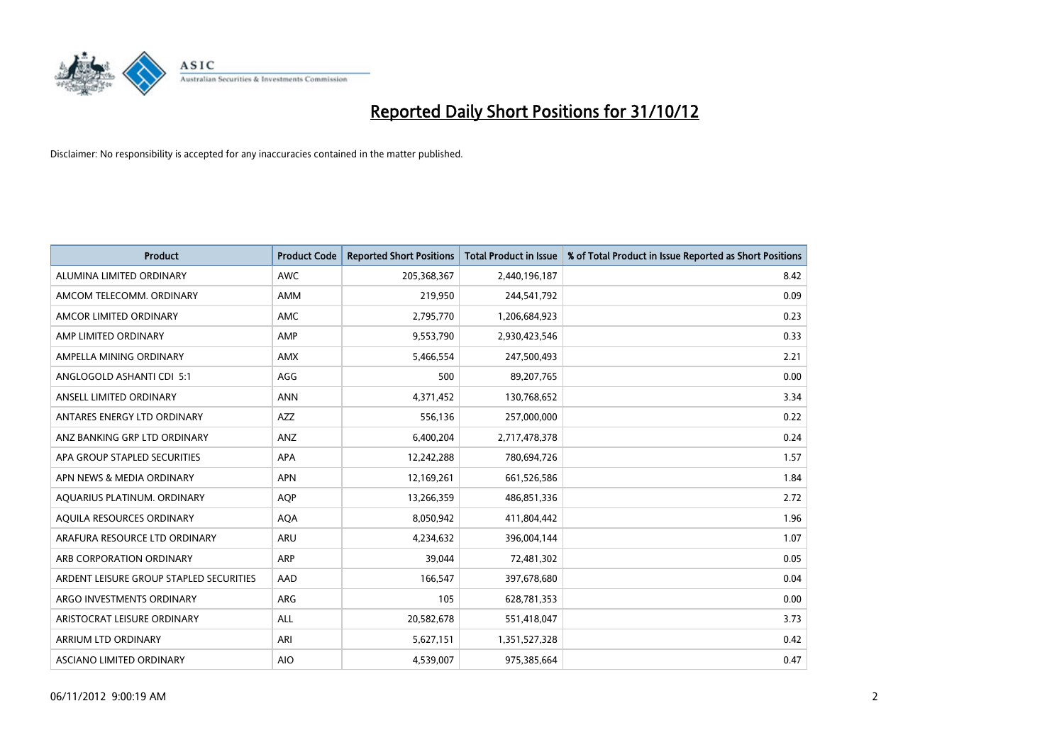# Reported Daily Short Positions for 31/10/12

Disclaimer: No responsibility is accepted for any inaccuracies contained in the matter published.

| Product | Product Code | Reported Short Positions | Total Product in Issue | % of Total Product in Issue Reported as Short Positions |
|---|---|---|---|---|
| ALUMINA LIMITED ORDINARY | AWC | 205,368,367 | 2,440,196,187 | 8.42 |
| AMCOM TELECOMM. ORDINARY | AMM | 219,950 | 244,541,792 | 0.09 |
| AMCOR LIMITED ORDINARY | AMC | 2,795,770 | 1,206,684,923 | 0.23 |
| AMP LIMITED ORDINARY | AMP | 9,553,790 | 2,930,423,546 | 0.33 |
| AMPELLA MINING ORDINARY | AMX | 5,466,554 | 247,500,493 | 2.21 |
| ANGLOGOLD ASHANTI CDI 5:1 | AGG | 500 | 89,207,765 | 0.00 |
| ANSELL LIMITED ORDINARY | ANN | 4,371,452 | 130,768,652 | 3.34 |
| ANTARES ENERGY LTD ORDINARY | AZZ | 556,136 | 257,000,000 | 0.22 |
| ANZ BANKING GRP LTD ORDINARY | ANZ | 6,400,204 | 2,717,478,378 | 0.24 |
| APA GROUP STAPLED SECURITIES | APA | 12,242,288 | 780,694,726 | 1.57 |
| APN NEWS & MEDIA ORDINARY | APN | 12,169,261 | 661,526,586 | 1.84 |
| AQUARIUS PLATINUM. ORDINARY | AQP | 13,266,359 | 486,851,336 | 2.72 |
| AQUILA RESOURCES ORDINARY | AQA | 8,050,942 | 411,804,442 | 1.96 |
| ARAFURA RESOURCE LTD ORDINARY | ARU | 4,234,632 | 396,004,144 | 1.07 |
| ARB CORPORATION ORDINARY | ARP | 39,044 | 72,481,302 | 0.05 |
| ARDENT LEISURE GROUP STAPLED SECURITIES | AAD | 166,547 | 397,678,680 | 0.04 |
| ARGO INVESTMENTS ORDINARY | ARG | 105 | 628,781,353 | 0.00 |
| ARISTOCRAT LEISURE ORDINARY | ALL | 20,582,678 | 551,418,047 | 3.73 |
| ARRIUM LTD ORDINARY | ARI | 5,627,151 | 1,351,527,328 | 0.42 |
| ASCIANO LIMITED ORDINARY | AIO | 4,539,007 | 975,385,664 | 0.47 |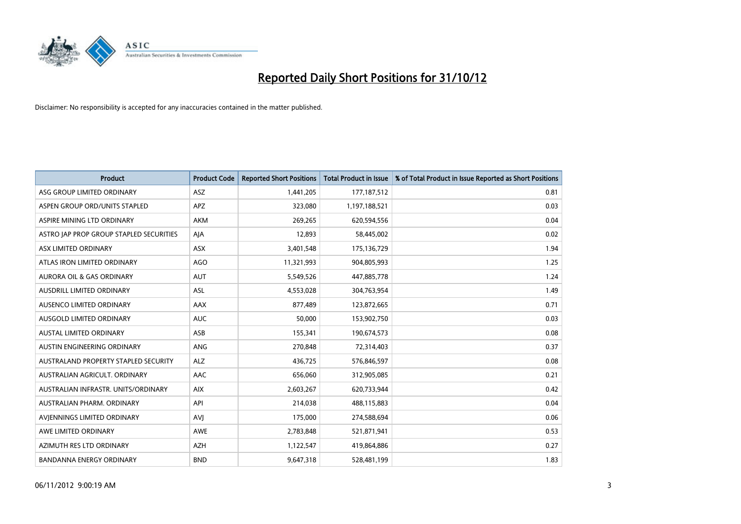# Reported Daily Short Positions for 31/10/12

Disclaimer: No responsibility is accepted for any inaccuracies contained in the matter published.

| Product | Product Code | Reported Short Positions | Total Product in Issue | % of Total Product in Issue Reported as Short Positions |
| --- | --- | --- | --- | --- |
| ASG GROUP LIMITED ORDINARY | ASZ | 1,441,205 | 177,187,512 | 0.81 |
| ASPEN GROUP ORD/UNITS STAPLED | APZ | 323,080 | 1,197,188,521 | 0.03 |
| ASPIRE MINING LTD ORDINARY | AKM | 269,265 | 620,594,556 | 0.04 |
| ASTRO JAP PROP GROUP STAPLED SECURITIES | AJA | 12,893 | 58,445,002 | 0.02 |
| ASX LIMITED ORDINARY | ASX | 3,401,548 | 175,136,729 | 1.94 |
| ATLAS IRON LIMITED ORDINARY | AGO | 11,321,993 | 904,805,993 | 1.25 |
| AURORA OIL & GAS ORDINARY | AUT | 5,549,526 | 447,885,778 | 1.24 |
| AUSDRILL LIMITED ORDINARY | ASL | 4,553,028 | 304,763,954 | 1.49 |
| AUSENCO LIMITED ORDINARY | AAX | 877,489 | 123,872,665 | 0.71 |
| AUSGOLD LIMITED ORDINARY | AUC | 50,000 | 153,902,750 | 0.03 |
| AUSTAL LIMITED ORDINARY | ASB | 155,341 | 190,674,573 | 0.08 |
| AUSTIN ENGINEERING ORDINARY | ANG | 270,848 | 72,314,403 | 0.37 |
| AUSTRALAND PROPERTY STAPLED SECURITY | ALZ | 436,725 | 576,846,597 | 0.08 |
| AUSTRALIAN AGRICULT. ORDINARY | AAC | 656,060 | 312,905,085 | 0.21 |
| AUSTRALIAN INFRASTR. UNITS/ORDINARY | AIX | 2,603,267 | 620,733,944 | 0.42 |
| AUSTRALIAN PHARM. ORDINARY | API | 214,038 | 488,115,883 | 0.04 |
| AVJENNINGS LIMITED ORDINARY | AVJ | 175,000 | 274,588,694 | 0.06 |
| AWE LIMITED ORDINARY | AWE | 2,783,848 | 521,871,941 | 0.53 |
| AZIMUTH RES LTD ORDINARY | AZH | 1,122,547 | 419,864,886 | 0.27 |
| BANDANNA ENERGY ORDINARY | BND | 9,647,318 | 528,481,199 | 1.83 |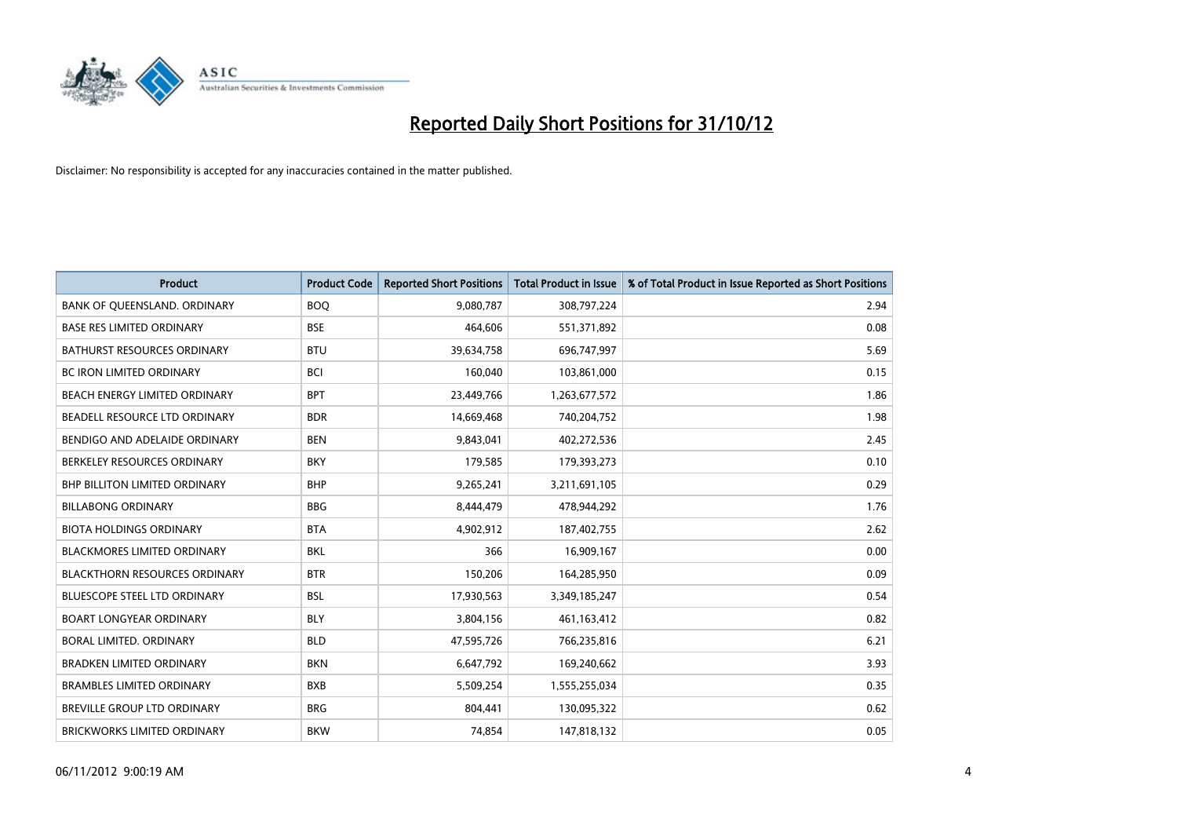# Reported Daily Short Positions for 31/10/12

Disclaimer: No responsibility is accepted for any inaccuracies contained in the matter published.

| Product | Product Code | Reported Short Positions | Total Product in Issue | % of Total Product in Issue Reported as Short Positions |
|---|---|---|---|---|
| BANK OF QUEENSLAND. ORDINARY | BOQ | 9,080,787 | 308,797,224 | 2.94 |
| BASE RES LIMITED ORDINARY | BSE | 464,606 | 551,371,892 | 0.08 |
| BATHURST RESOURCES ORDINARY | BTU | 39,634,758 | 696,747,997 | 5.69 |
| BC IRON LIMITED ORDINARY | BCI | 160,040 | 103,861,000 | 0.15 |
| BEACH ENERGY LIMITED ORDINARY | BPT | 23,449,766 | 1,263,677,572 | 1.86 |
| BEADELL RESOURCE LTD ORDINARY | BDR | 14,669,468 | 740,204,752 | 1.98 |
| BENDIGO AND ADELAIDE ORDINARY | BEN | 9,843,041 | 402,272,536 | 2.45 |
| BERKELEY RESOURCES ORDINARY | BKY | 179,585 | 179,393,273 | 0.10 |
| BHP BILLITON LIMITED ORDINARY | BHP | 9,265,241 | 3,211,691,105 | 0.29 |
| BILLABONG ORDINARY | BBG | 8,444,479 | 478,944,292 | 1.76 |
| BIOTA HOLDINGS ORDINARY | BTA | 4,902,912 | 187,402,755 | 2.62 |
| BLACKMORES LIMITED ORDINARY | BKL | 366 | 16,909,167 | 0.00 |
| BLACKTHORN RESOURCES ORDINARY | BTR | 150,206 | 164,285,950 | 0.09 |
| BLUESCOPE STEEL LTD ORDINARY | BSL | 17,930,563 | 3,349,185,247 | 0.54 |
| BOART LONGYEAR ORDINARY | BLY | 3,804,156 | 461,163,412 | 0.82 |
| BORAL LIMITED. ORDINARY | BLD | 47,595,726 | 766,235,816 | 6.21 |
| BRADKEN LIMITED ORDINARY | BKN | 6,647,792 | 169,240,662 | 3.93 |
| BRAMBLES LIMITED ORDINARY | BXB | 5,509,254 | 1,555,255,034 | 0.35 |
| BREVILLE GROUP LTD ORDINARY | BRG | 804,441 | 130,095,322 | 0.62 |
| BRICKWORKS LIMITED ORDINARY | BKW | 74,854 | 147,818,132 | 0.05 |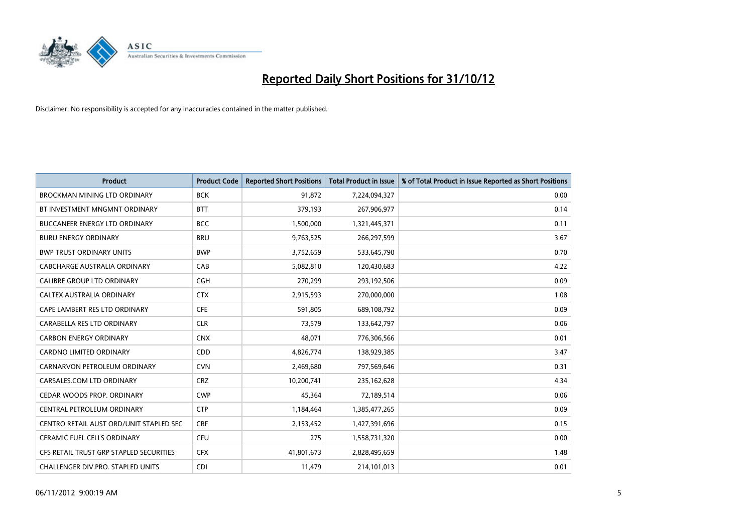# Reported Daily Short Positions for 31/10/12

Disclaimer: No responsibility is accepted for any inaccuracies contained in the matter published.

| Product | Product Code | Reported Short Positions | Total Product in Issue | % of Total Product in Issue Reported as Short Positions |
|---|---|---|---|---|
| BROCKMAN MINING LTD ORDINARY | BCK | 91,872 | 7,224,094,327 | 0.00 |
| BT INVESTMENT MNGMNT ORDINARY | BTT | 379,193 | 267,906,977 | 0.14 |
| BUCCANEER ENERGY LTD ORDINARY | BCC | 1,500,000 | 1,321,445,371 | 0.11 |
| BURU ENERGY ORDINARY | BRU | 9,763,525 | 266,297,599 | 3.67 |
| BWP TRUST ORDINARY UNITS | BWP | 3,752,659 | 533,645,790 | 0.70 |
| CABCHARGE AUSTRALIA ORDINARY | CAB | 5,082,810 | 120,430,683 | 4.22 |
| CALIBRE GROUP LTD ORDINARY | CGH | 270,299 | 293,192,506 | 0.09 |
| CALTEX AUSTRALIA ORDINARY | CTX | 2,915,593 | 270,000,000 | 1.08 |
| CAPE LAMBERT RES LTD ORDINARY | CFE | 591,805 | 689,108,792 | 0.09 |
| CARABELLA RES LTD ORDINARY | CLR | 73,579 | 133,642,797 | 0.06 |
| CARBON ENERGY ORDINARY | CNX | 48,071 | 776,306,566 | 0.01 |
| CARDNO LIMITED ORDINARY | CDD | 4,826,774 | 138,929,385 | 3.47 |
| CARNARVON PETROLEUM ORDINARY | CVN | 2,469,680 | 797,569,646 | 0.31 |
| CARSALES.COM LTD ORDINARY | CRZ | 10,200,741 | 235,162,628 | 4.34 |
| CEDAR WOODS PROP. ORDINARY | CWP | 45,364 | 72,189,514 | 0.06 |
| CENTRAL PETROLEUM ORDINARY | CTP | 1,184,464 | 1,385,477,265 | 0.09 |
| CENTRO RETAIL AUST ORD/UNIT STAPLED SEC | CRF | 2,153,452 | 1,427,391,696 | 0.15 |
| CERAMIC FUEL CELLS ORDINARY | CFU | 275 | 1,558,731,320 | 0.00 |
| CFS RETAIL TRUST GRP STAPLED SECURITIES | CFX | 41,801,673 | 2,828,495,659 | 1.48 |
| CHALLENGER DIV.PRO. STAPLED UNITS | CDI | 11,479 | 214,101,013 | 0.01 |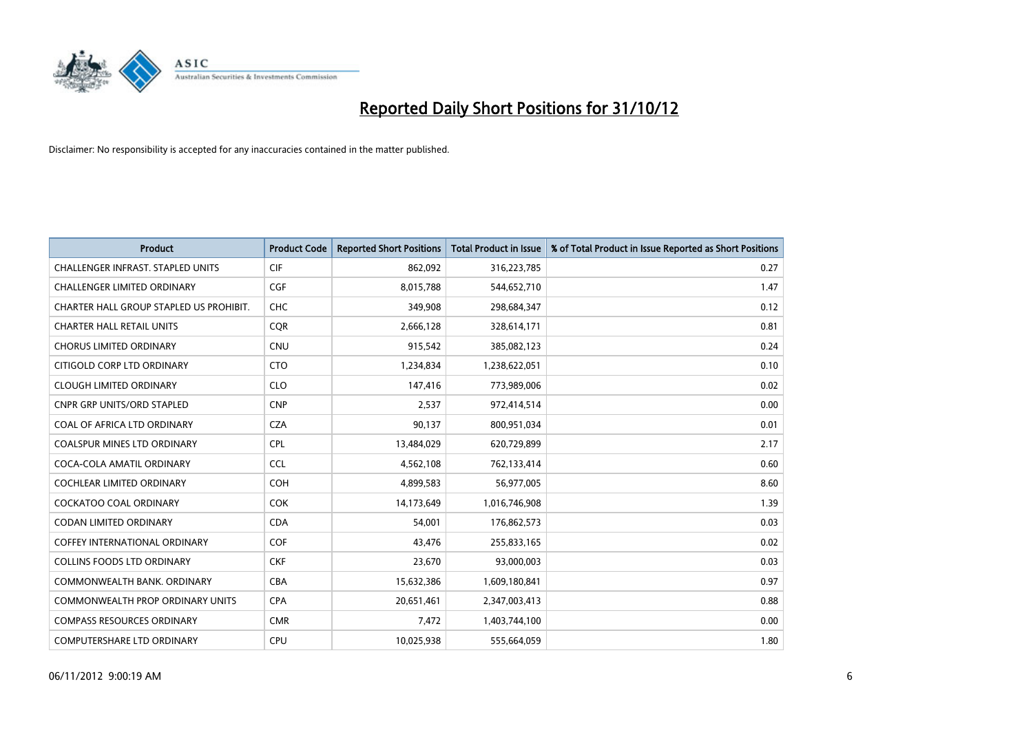# Reported Daily Short Positions for 31/10/12

Disclaimer: No responsibility is accepted for any inaccuracies contained in the matter published.

| Product | Product Code | Reported Short Positions | Total Product in Issue | % of Total Product in Issue Reported as Short Positions |
|---|---|---|---|---|
| CHALLENGER INFRAST. STAPLED UNITS | CIF | 862,092 | 316,223,785 | 0.27 |
| CHALLENGER LIMITED ORDINARY | CGF | 8,015,788 | 544,652,710 | 1.47 |
| CHARTER HALL GROUP STAPLED US PROHIBIT. | CHC | 349,908 | 298,684,347 | 0.12 |
| CHARTER HALL RETAIL UNITS | CQR | 2,666,128 | 328,614,171 | 0.81 |
| CHORUS LIMITED ORDINARY | CNU | 915,542 | 385,082,123 | 0.24 |
| CITIGOLD CORP LTD ORDINARY | CTO | 1,234,834 | 1,238,622,051 | 0.10 |
| CLOUGH LIMITED ORDINARY | CLO | 147,416 | 773,989,006 | 0.02 |
| CNPR GRP UNITS/ORD STAPLED | CNP | 2,537 | 972,414,514 | 0.00 |
| COAL OF AFRICA LTD ORDINARY | CZA | 90,137 | 800,951,034 | 0.01 |
| COALSPUR MINES LTD ORDINARY | CPL | 13,484,029 | 620,729,899 | 2.17 |
| COCA-COLA AMATIL ORDINARY | CCL | 4,562,108 | 762,133,414 | 0.60 |
| COCHLEAR LIMITED ORDINARY | COH | 4,899,583 | 56,977,005 | 8.60 |
| COCKATOO COAL ORDINARY | COK | 14,173,649 | 1,016,746,908 | 1.39 |
| CODAN LIMITED ORDINARY | CDA | 54,001 | 176,862,573 | 0.03 |
| COFFEY INTERNATIONAL ORDINARY | COF | 43,476 | 255,833,165 | 0.02 |
| COLLINS FOODS LTD ORDINARY | CKF | 23,670 | 93,000,003 | 0.03 |
| COMMONWEALTH BANK. ORDINARY | CBA | 15,632,386 | 1,609,180,841 | 0.97 |
| COMMONWEALTH PROP ORDINARY UNITS | CPA | 20,651,461 | 2,347,003,413 | 0.88 |
| COMPASS RESOURCES ORDINARY | CMR | 7,472 | 1,403,744,100 | 0.00 |
| COMPUTERSHARE LTD ORDINARY | CPU | 10,025,938 | 555,664,059 | 1.80 |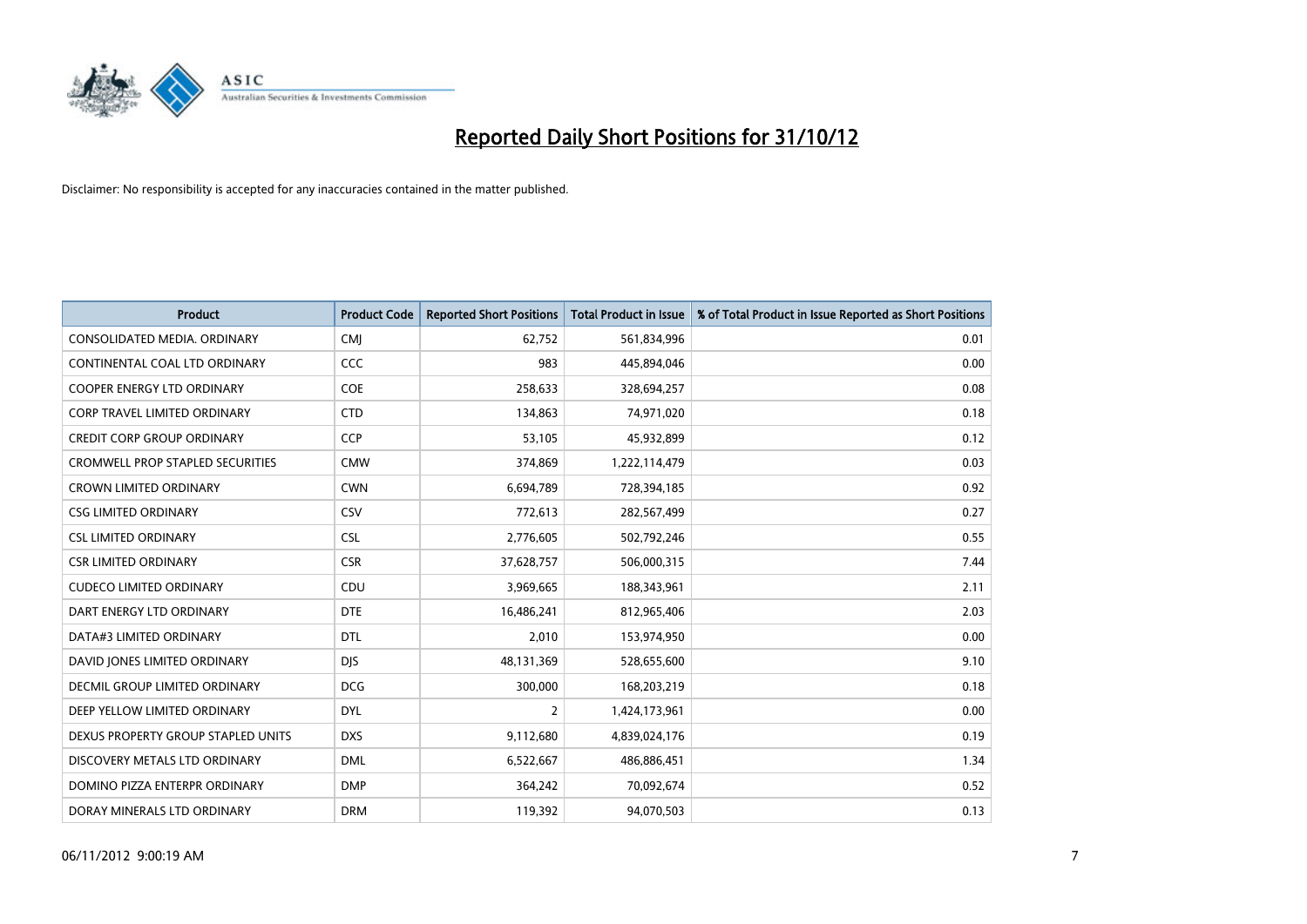# Reported Daily Short Positions for 31/10/12

Disclaimer: No responsibility is accepted for any inaccuracies contained in the matter published.

| Product | Product Code | Reported Short Positions | Total Product in Issue | % of Total Product in Issue Reported as Short Positions |
|---|---|---|---|---|
| CONSOLIDATED MEDIA. ORDINARY | CMJ | 62,752 | 561,834,996 | 0.01 |
| CONTINENTAL COAL LTD ORDINARY | CCC | 983 | 445,894,046 | 0.00 |
| COOPER ENERGY LTD ORDINARY | COE | 258,633 | 328,694,257 | 0.08 |
| CORP TRAVEL LIMITED ORDINARY | CTD | 134,863 | 74,971,020 | 0.18 |
| CREDIT CORP GROUP ORDINARY | CCP | 53,105 | 45,932,899 | 0.12 |
| CROMWELL PROP STAPLED SECURITIES | CMW | 374,869 | 1,222,114,479 | 0.03 |
| CROWN LIMITED ORDINARY | CWN | 6,694,789 | 728,394,185 | 0.92 |
| CSG LIMITED ORDINARY | CSV | 772,613 | 282,567,499 | 0.27 |
| CSL LIMITED ORDINARY | CSL | 2,776,605 | 502,792,246 | 0.55 |
| CSR LIMITED ORDINARY | CSR | 37,628,757 | 506,000,315 | 7.44 |
| CUDECO LIMITED ORDINARY | CDU | 3,969,665 | 188,343,961 | 2.11 |
| DART ENERGY LTD ORDINARY | DTE | 16,486,241 | 812,965,406 | 2.03 |
| DATA#3 LIMITED ORDINARY | DTL | 2,010 | 153,974,950 | 0.00 |
| DAVID JONES LIMITED ORDINARY | DJS | 48,131,369 | 528,655,600 | 9.10 |
| DECMIL GROUP LIMITED ORDINARY | DCG | 300,000 | 168,203,219 | 0.18 |
| DEEP YELLOW LIMITED ORDINARY | DYL | 2 | 1,424,173,961 | 0.00 |
| DEXUS PROPERTY GROUP STAPLED UNITS | DXS | 9,112,680 | 4,839,024,176 | 0.19 |
| DISCOVERY METALS LTD ORDINARY | DML | 6,522,667 | 486,886,451 | 1.34 |
| DOMINO PIZZA ENTERPR ORDINARY | DMP | 364,242 | 70,092,674 | 0.52 |
| DORAY MINERALS LTD ORDINARY | DRM | 119,392 | 94,070,503 | 0.13 |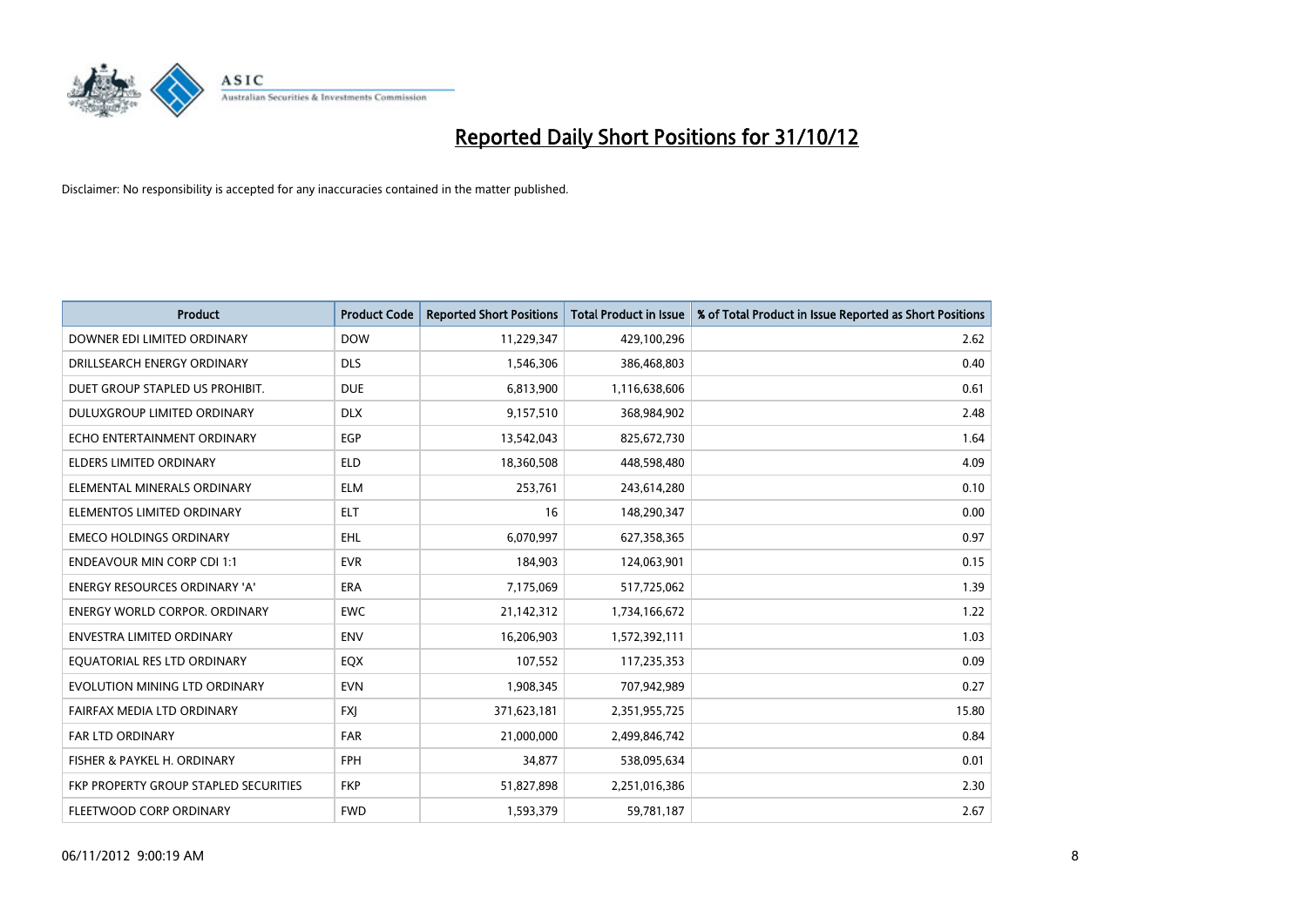# Reported Daily Short Positions for 31/10/12

Disclaimer: No responsibility is accepted for any inaccuracies contained in the matter published.

| Product | Product Code | Reported Short Positions | Total Product in Issue | % of Total Product in Issue Reported as Short Positions |
|---|---|---|---|---|
| DOWNER EDI LIMITED ORDINARY | DOW | 11,229,347 | 429,100,296 | 2.62 |
| DRILLSEARCH ENERGY ORDINARY | DLS | 1,546,306 | 386,468,803 | 0.40 |
| DUET GROUP STAPLED US PROHIBIT. | DUE | 6,813,900 | 1,116,638,606 | 0.61 |
| DULUXGROUP LIMITED ORDINARY | DLX | 9,157,510 | 368,984,902 | 2.48 |
| ECHO ENTERTAINMENT ORDINARY | EGP | 13,542,043 | 825,672,730 | 1.64 |
| ELDERS LIMITED ORDINARY | ELD | 18,360,508 | 448,598,480 | 4.09 |
| ELEMENTAL MINERALS ORDINARY | ELM | 253,761 | 243,614,280 | 0.10 |
| ELEMENTOS LIMITED ORDINARY | ELT | 16 | 148,290,347 | 0.00 |
| EMECO HOLDINGS ORDINARY | EHL | 6,070,997 | 627,358,365 | 0.97 |
| ENDEAVOUR MIN CORP CDI 1:1 | EVR | 184,903 | 124,063,901 | 0.15 |
| ENERGY RESOURCES ORDINARY 'A' | ERA | 7,175,069 | 517,725,062 | 1.39 |
| ENERGY WORLD CORPOR. ORDINARY | EWC | 21,142,312 | 1,734,166,672 | 1.22 |
| ENVESTRA LIMITED ORDINARY | ENV | 16,206,903 | 1,572,392,111 | 1.03 |
| EQUATORIAL RES LTD ORDINARY | EQX | 107,552 | 117,235,353 | 0.09 |
| EVOLUTION MINING LTD ORDINARY | EVN | 1,908,345 | 707,942,989 | 0.27 |
| FAIRFAX MEDIA LTD ORDINARY | FXJ | 371,623,181 | 2,351,955,725 | 15.80 |
| FAR LTD ORDINARY | FAR | 21,000,000 | 2,499,846,742 | 0.84 |
| FISHER & PAYKEL H. ORDINARY | FPH | 34,877 | 538,095,634 | 0.01 |
| FKP PROPERTY GROUP STAPLED SECURITIES | FKP | 51,827,898 | 2,251,016,386 | 2.30 |
| FLEETWOOD CORP ORDINARY | FWD | 1,593,379 | 59,781,187 | 2.67 |

06/11/2012 9:00:19 AM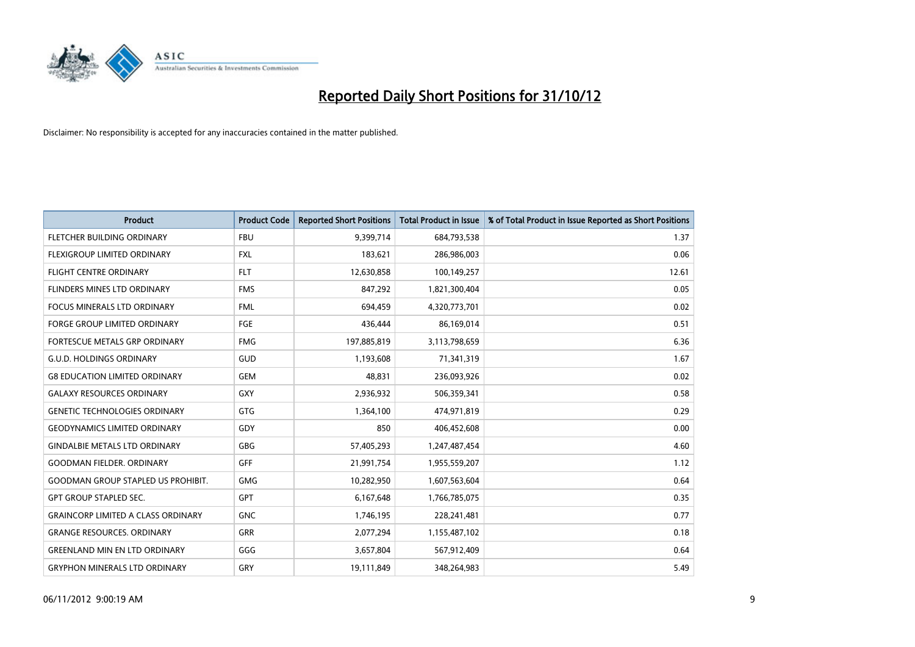# Reported Daily Short Positions for 31/10/12

Disclaimer: No responsibility is accepted for any inaccuracies contained in the matter published.

| Product | Product Code | Reported Short Positions | Total Product in Issue | % of Total Product in Issue Reported as Short Positions |
|---|---|---|---|---|
| FLETCHER BUILDING ORDINARY | FBU | 9,399,714 | 684,793,538 | 1.37 |
| FLEXIGROUP LIMITED ORDINARY | FXL | 183,621 | 286,986,003 | 0.06 |
| FLIGHT CENTRE ORDINARY | FLT | 12,630,858 | 100,149,257 | 12.61 |
| FLINDERS MINES LTD ORDINARY | FMS | 847,292 | 1,821,300,404 | 0.05 |
| FOCUS MINERALS LTD ORDINARY | FML | 694,459 | 4,320,773,701 | 0.02 |
| FORGE GROUP LIMITED ORDINARY | FGE | 436,444 | 86,169,014 | 0.51 |
| FORTESCUE METALS GRP ORDINARY | FMG | 197,885,819 | 3,113,798,659 | 6.36 |
| G.U.D. HOLDINGS ORDINARY | GUD | 1,193,608 | 71,341,319 | 1.67 |
| G8 EDUCATION LIMITED ORDINARY | GEM | 48,831 | 236,093,926 | 0.02 |
| GALAXY RESOURCES ORDINARY | GXY | 2,936,932 | 506,359,341 | 0.58 |
| GENETIC TECHNOLOGIES ORDINARY | GTG | 1,364,100 | 474,971,819 | 0.29 |
| GEODYNAMICS LIMITED ORDINARY | GDY | 850 | 406,452,608 | 0.00 |
| GINDALBIE METALS LTD ORDINARY | GBG | 57,405,293 | 1,247,487,454 | 4.60 |
| GOODMAN FIELDER. ORDINARY | GFF | 21,991,754 | 1,955,559,207 | 1.12 |
| GOODMAN GROUP STAPLED US PROHIBIT. | GMG | 10,282,950 | 1,607,563,604 | 0.64 |
| GPT GROUP STAPLED SEC. | GPT | 6,167,648 | 1,766,785,075 | 0.35 |
| GRAINCORP LIMITED A CLASS ORDINARY | GNC | 1,746,195 | 228,241,481 | 0.77 |
| GRANGE RESOURCES. ORDINARY | GRR | 2,077,294 | 1,155,487,102 | 0.18 |
| GREENLAND MIN EN LTD ORDINARY | GGG | 3,657,804 | 567,912,409 | 0.64 |
| GRYPHON MINERALS LTD ORDINARY | GRY | 19,111,849 | 348,264,983 | 5.49 |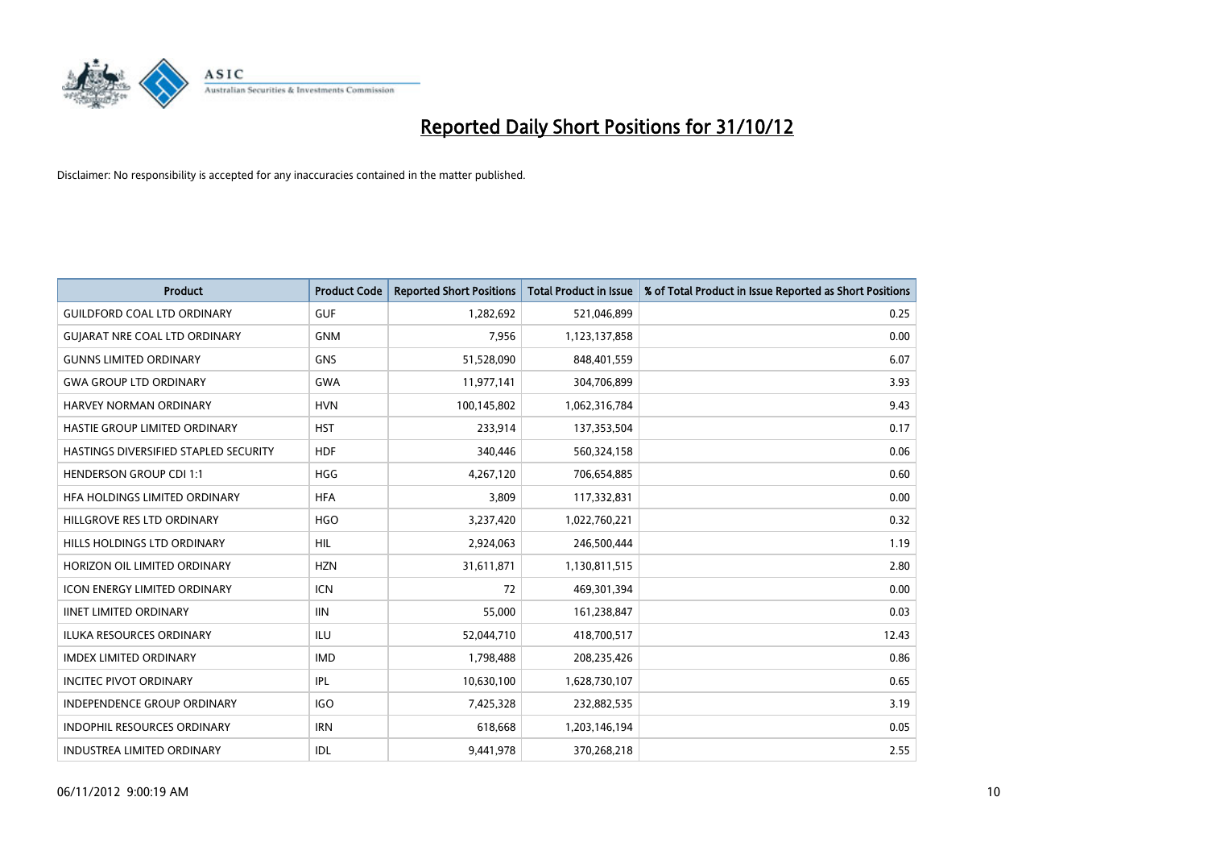# Reported Daily Short Positions for 31/10/12

Disclaimer: No responsibility is accepted for any inaccuracies contained in the matter published.

| Product | Product Code | Reported Short Positions | Total Product in Issue | % of Total Product in Issue Reported as Short Positions |
|---|---|---|---|---|
| GUILDFORD COAL LTD ORDINARY | GUF | 1,282,692 | 521,046,899 | 0.25 |
| GUJARAT NRE COAL LTD ORDINARY | GNM | 7,956 | 1,123,137,858 | 0.00 |
| GUNNS LIMITED ORDINARY | GNS | 51,528,090 | 848,401,559 | 6.07 |
| GWA GROUP LTD ORDINARY | GWA | 11,977,141 | 304,706,899 | 3.93 |
| HARVEY NORMAN ORDINARY | HVN | 100,145,802 | 1,062,316,784 | 9.43 |
| HASTIE GROUP LIMITED ORDINARY | HST | 233,914 | 137,353,504 | 0.17 |
| HASTINGS DIVERSIFIED STAPLED SECURITY | HDF | 340,446 | 560,324,158 | 0.06 |
| HENDERSON GROUP CDI 1:1 | HGG | 4,267,120 | 706,654,885 | 0.60 |
| HFA HOLDINGS LIMITED ORDINARY | HFA | 3,809 | 117,332,831 | 0.00 |
| HILLGROVE RES LTD ORDINARY | HGO | 3,237,420 | 1,022,760,221 | 0.32 |
| HILLS HOLDINGS LTD ORDINARY | HIL | 2,924,063 | 246,500,444 | 1.19 |
| HORIZON OIL LIMITED ORDINARY | HZN | 31,611,871 | 1,130,811,515 | 2.80 |
| ICON ENERGY LIMITED ORDINARY | ICN | 72 | 469,301,394 | 0.00 |
| IINET LIMITED ORDINARY | IIN | 55,000 | 161,238,847 | 0.03 |
| ILUKA RESOURCES ORDINARY | ILU | 52,044,710 | 418,700,517 | 12.43 |
| IMDEX LIMITED ORDINARY | IMD | 1,798,488 | 208,235,426 | 0.86 |
| INCITEC PIVOT ORDINARY | IPL | 10,630,100 | 1,628,730,107 | 0.65 |
| INDEPENDENCE GROUP ORDINARY | IGO | 7,425,328 | 232,882,535 | 3.19 |
| INDOPHIL RESOURCES ORDINARY | IRN | 618,668 | 1,203,146,194 | 0.05 |
| INDUSTREA LIMITED ORDINARY | IDL | 9,441,978 | 370,268,218 | 2.55 |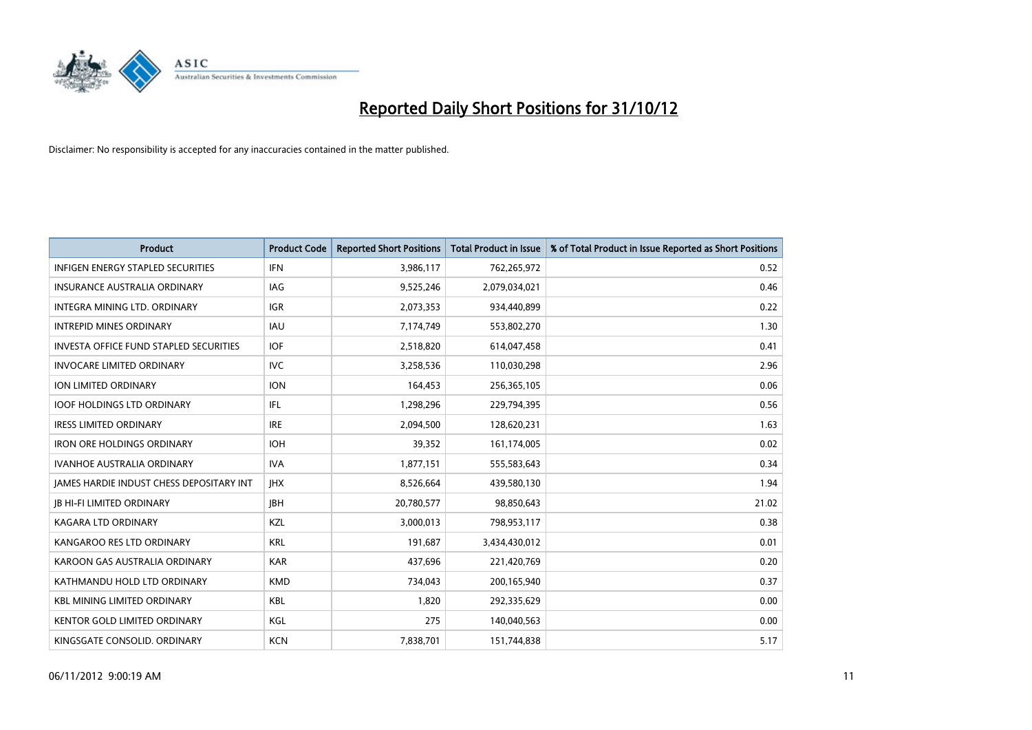# Reported Daily Short Positions for 31/10/12

Disclaimer: No responsibility is accepted for any inaccuracies contained in the matter published.

| Product | Product Code | Reported Short Positions | Total Product in Issue | % of Total Product in Issue Reported as Short Positions |
|---|---|---|---|---|
| INFIGEN ENERGY STAPLED SECURITIES | IFN | 3,986,117 | 762,265,972 | 0.52 |
| INSURANCE AUSTRALIA ORDINARY | IAG | 9,525,246 | 2,079,034,021 | 0.46 |
| INTEGRA MINING LTD. ORDINARY | IGR | 2,073,353 | 934,440,899 | 0.22 |
| INTREPID MINES ORDINARY | IAU | 7,174,749 | 553,802,270 | 1.30 |
| INVESTA OFFICE FUND STAPLED SECURITIES | IOF | 2,518,820 | 614,047,458 | 0.41 |
| INVOCARE LIMITED ORDINARY | IVC | 3,258,536 | 110,030,298 | 2.96 |
| ION LIMITED ORDINARY | ION | 164,453 | 256,365,105 | 0.06 |
| IOOF HOLDINGS LTD ORDINARY | IFL | 1,298,296 | 229,794,395 | 0.56 |
| IRESS LIMITED ORDINARY | IRE | 2,094,500 | 128,620,231 | 1.63 |
| IRON ORE HOLDINGS ORDINARY | IOH | 39,352 | 161,174,005 | 0.02 |
| IVANHOE AUSTRALIA ORDINARY | IVA | 1,877,151 | 555,583,643 | 0.34 |
| JAMES HARDIE INDUST CHESS DEPOSITARY INT | JHX | 8,526,664 | 439,580,130 | 1.94 |
| JB HI-FI LIMITED ORDINARY | JBH | 20,780,577 | 98,850,643 | 21.02 |
| KAGARA LTD ORDINARY | KZL | 3,000,013 | 798,953,117 | 0.38 |
| KANGAROO RES LTD ORDINARY | KRL | 191,687 | 3,434,430,012 | 0.01 |
| KAROON GAS AUSTRALIA ORDINARY | KAR | 437,696 | 221,420,769 | 0.20 |
| KATHMANDU HOLD LTD ORDINARY | KMD | 734,043 | 200,165,940 | 0.37 |
| KBL MINING LIMITED ORDINARY | KBL | 1,820 | 292,335,629 | 0.00 |
| KENTOR GOLD LIMITED ORDINARY | KGL | 275 | 140,040,563 | 0.00 |
| KINGSGATE CONSOLID. ORDINARY | KCN | 7,838,701 | 151,744,838 | 5.17 |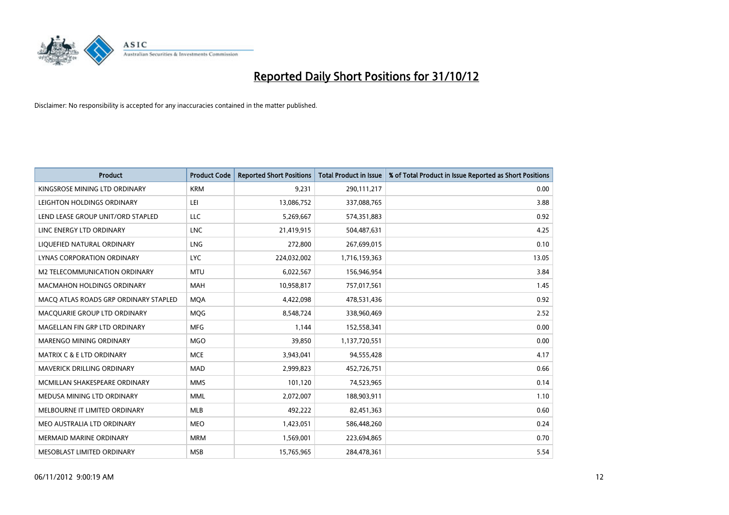# Reported Daily Short Positions for 31/10/12

Disclaimer: No responsibility is accepted for any inaccuracies contained in the matter published.

| Product | Product Code | Reported Short Positions | Total Product in Issue | % of Total Product in Issue Reported as Short Positions |
|---|---|---|---|---|
| KINGSROSE MINING LTD ORDINARY | KRM | 9,231 | 290,111,217 | 0.00 |
| LEIGHTON HOLDINGS ORDINARY | LEI | 13,086,752 | 337,088,765 | 3.88 |
| LEND LEASE GROUP UNIT/ORD STAPLED | LLC | 5,269,667 | 574,351,883 | 0.92 |
| LINC ENERGY LTD ORDINARY | LNC | 21,419,915 | 504,487,631 | 4.25 |
| LIQUEFIED NATURAL ORDINARY | LNG | 272,800 | 267,699,015 | 0.10 |
| LYNAS CORPORATION ORDINARY | LYC | 224,032,002 | 1,716,159,363 | 13.05 |
| M2 TELECOMMUNICATION ORDINARY | MTU | 6,022,567 | 156,946,954 | 3.84 |
| MACMAHON HOLDINGS ORDINARY | MAH | 10,958,817 | 757,017,561 | 1.45 |
| MACQ ATLAS ROADS GRP ORDINARY STAPLED | MQA | 4,422,098 | 478,531,436 | 0.92 |
| MACQUARIE GROUP LTD ORDINARY | MQG | 8,548,724 | 338,960,469 | 2.52 |
| MAGELLAN FIN GRP LTD ORDINARY | MFG | 1,144 | 152,558,341 | 0.00 |
| MARENGO MINING ORDINARY | MGO | 39,850 | 1,137,720,551 | 0.00 |
| MATRIX C & E LTD ORDINARY | MCE | 3,943,041 | 94,555,428 | 4.17 |
| MAVERICK DRILLING ORDINARY | MAD | 2,999,823 | 452,726,751 | 0.66 |
| MCMILLAN SHAKESPEARE ORDINARY | MMS | 101,120 | 74,523,965 | 0.14 |
| MEDUSA MINING LTD ORDINARY | MML | 2,072,007 | 188,903,911 | 1.10 |
| MELBOURNE IT LIMITED ORDINARY | MLB | 492,222 | 82,451,363 | 0.60 |
| MEO AUSTRALIA LTD ORDINARY | MEO | 1,423,051 | 586,448,260 | 0.24 |
| MERMAID MARINE ORDINARY | MRM | 1,569,001 | 223,694,865 | 0.70 |
| MESOBLAST LIMITED ORDINARY | MSB | 15,765,965 | 284,478,361 | 5.54 |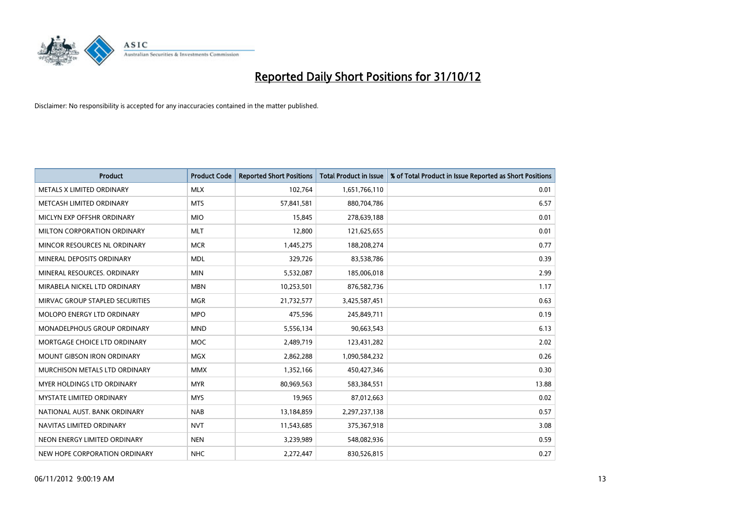# Reported Daily Short Positions for 31/10/12

Disclaimer: No responsibility is accepted for any inaccuracies contained in the matter published.

| Product | Product Code | Reported Short Positions | Total Product in Issue | % of Total Product in Issue Reported as Short Positions |
|---|---|---|---|---|
| METALS X LIMITED ORDINARY | MLX | 102,764 | 1,651,766,110 | 0.01 |
| METCASH LIMITED ORDINARY | MTS | 57,841,581 | 880,704,786 | 6.57 |
| MICLYN EXP OFFSHR ORDINARY | MIO | 15,845 | 278,639,188 | 0.01 |
| MILTON CORPORATION ORDINARY | MLT | 12,800 | 121,625,655 | 0.01 |
| MINCOR RESOURCES NL ORDINARY | MCR | 1,445,275 | 188,208,274 | 0.77 |
| MINERAL DEPOSITS ORDINARY | MDL | 329,726 | 83,538,786 | 0.39 |
| MINERAL RESOURCES. ORDINARY | MIN | 5,532,087 | 185,006,018 | 2.99 |
| MIRABELA NICKEL LTD ORDINARY | MBN | 10,253,501 | 876,582,736 | 1.17 |
| MIRVAC GROUP STAPLED SECURITIES | MGR | 21,732,577 | 3,425,587,451 | 0.63 |
| MOLOPO ENERGY LTD ORDINARY | MPO | 475,596 | 245,849,711 | 0.19 |
| MONADELPHOUS GROUP ORDINARY | MND | 5,556,134 | 90,663,543 | 6.13 |
| MORTGAGE CHOICE LTD ORDINARY | MOC | 2,489,719 | 123,431,282 | 2.02 |
| MOUNT GIBSON IRON ORDINARY | MGX | 2,862,288 | 1,090,584,232 | 0.26 |
| MURCHISON METALS LTD ORDINARY | MMX | 1,352,166 | 450,427,346 | 0.30 |
| MYER HOLDINGS LTD ORDINARY | MYR | 80,969,563 | 583,384,551 | 13.88 |
| MYSTATE LIMITED ORDINARY | MYS | 19,965 | 87,012,663 | 0.02 |
| NATIONAL AUST. BANK ORDINARY | NAB | 13,184,859 | 2,297,237,138 | 0.57 |
| NAVITAS LIMITED ORDINARY | NVT | 11,543,685 | 375,367,918 | 3.08 |
| NEON ENERGY LIMITED ORDINARY | NEN | 3,239,989 | 548,082,936 | 0.59 |
| NEW HOPE CORPORATION ORDINARY | NHC | 2,272,447 | 830,526,815 | 0.27 |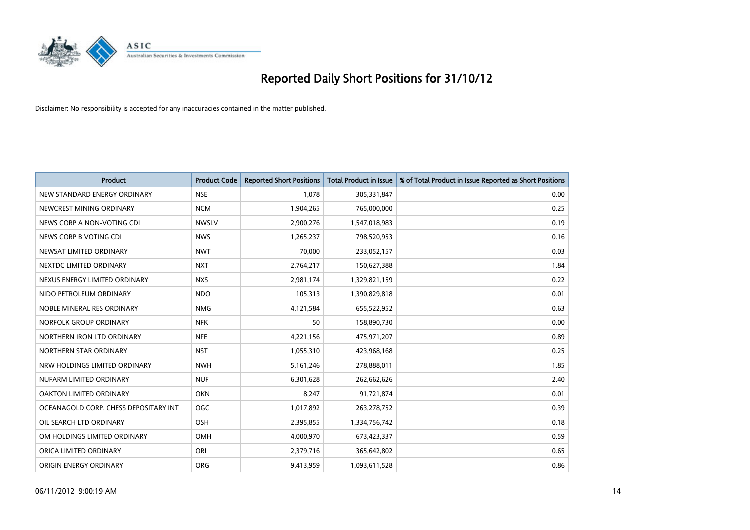# Reported Daily Short Positions for 31/10/12

Disclaimer: No responsibility is accepted for any inaccuracies contained in the matter published.

| Product | Product Code | Reported Short Positions | Total Product in Issue | % of Total Product in Issue Reported as Short Positions |
|---|---|---|---|---|
| NEW STANDARD ENERGY ORDINARY | NSE | 1,078 | 305,331,847 | 0.00 |
| NEWCREST MINING ORDINARY | NCM | 1,904,265 | 765,000,000 | 0.25 |
| NEWS CORP A NON-VOTING CDI | NWSLV | 2,900,276 | 1,547,018,983 | 0.19 |
| NEWS CORP B VOTING CDI | NWS | 1,265,237 | 798,520,953 | 0.16 |
| NEWSAT LIMITED ORDINARY | NWT | 70,000 | 233,052,157 | 0.03 |
| NEXTDC LIMITED ORDINARY | NXT | 2,764,217 | 150,627,388 | 1.84 |
| NEXUS ENERGY LIMITED ORDINARY | NXS | 2,981,174 | 1,329,821,159 | 0.22 |
| NIDO PETROLEUM ORDINARY | NDO | 105,313 | 1,390,829,818 | 0.01 |
| NOBLE MINERAL RES ORDINARY | NMG | 4,121,584 | 655,522,952 | 0.63 |
| NORFOLK GROUP ORDINARY | NFK | 50 | 158,890,730 | 0.00 |
| NORTHERN IRON LTD ORDINARY | NFE | 4,221,156 | 475,971,207 | 0.89 |
| NORTHERN STAR ORDINARY | NST | 1,055,310 | 423,968,168 | 0.25 |
| NRW HOLDINGS LIMITED ORDINARY | NWH | 5,161,246 | 278,888,011 | 1.85 |
| NUFARM LIMITED ORDINARY | NUF | 6,301,628 | 262,662,626 | 2.40 |
| OAKTON LIMITED ORDINARY | OKN | 8,247 | 91,721,874 | 0.01 |
| OCEANAGOLD CORP. CHESS DEPOSITARY INT | OGC | 1,017,892 | 263,278,752 | 0.39 |
| OIL SEARCH LTD ORDINARY | OSH | 2,395,855 | 1,334,756,742 | 0.18 |
| OM HOLDINGS LIMITED ORDINARY | OMH | 4,000,970 | 673,423,337 | 0.59 |
| ORICA LIMITED ORDINARY | ORI | 2,379,716 | 365,642,802 | 0.65 |
| ORIGIN ENERGY ORDINARY | ORG | 9,413,959 | 1,093,611,528 | 0.86 |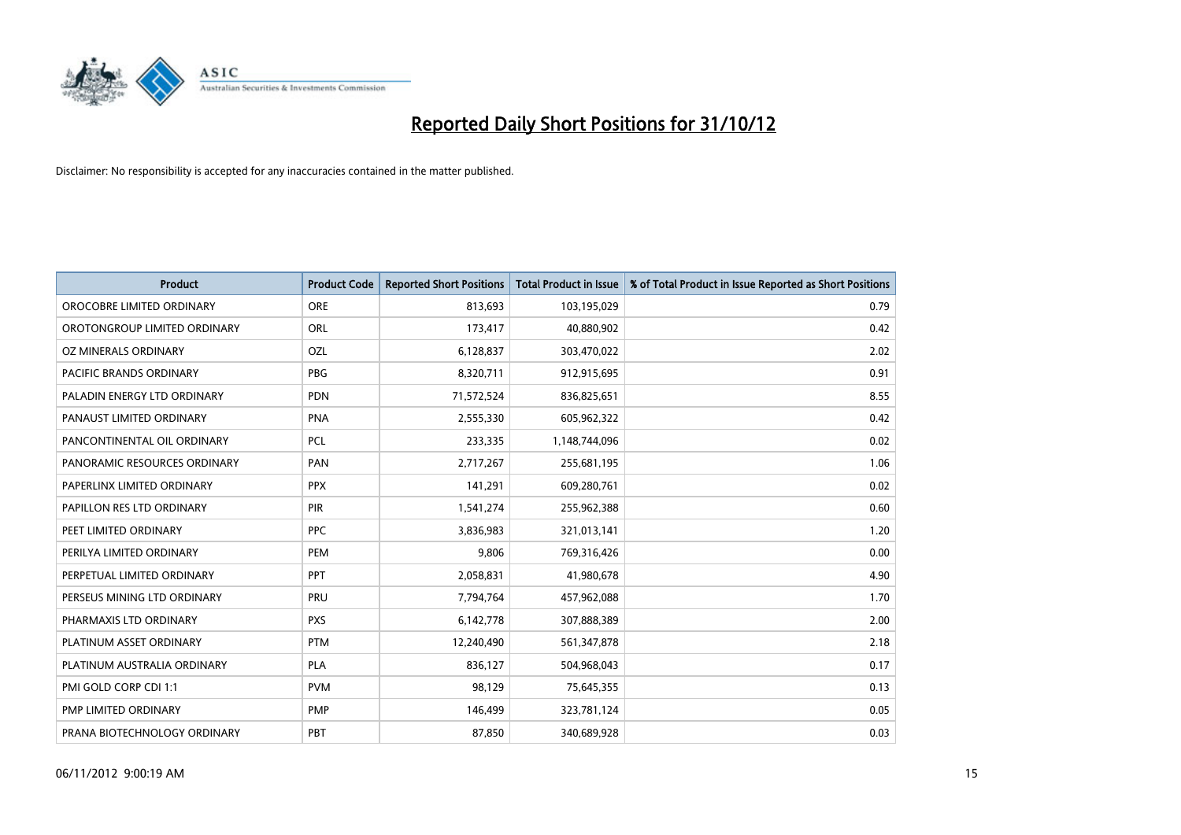# Reported Daily Short Positions for 31/10/12

Disclaimer: No responsibility is accepted for any inaccuracies contained in the matter published.

| Product | Product Code | Reported Short Positions | Total Product in Issue | % of Total Product in Issue Reported as Short Positions |
| --- | --- | --- | --- | --- |
| OROCOBRE LIMITED ORDINARY | ORE | 813,693 | 103,195,029 | 0.79 |
| OROTONGROUP LIMITED ORDINARY | ORL | 173,417 | 40,880,902 | 0.42 |
| OZ MINERALS ORDINARY | OZL | 6,128,837 | 303,470,022 | 2.02 |
| PACIFIC BRANDS ORDINARY | PBG | 8,320,711 | 912,915,695 | 0.91 |
| PALADIN ENERGY LTD ORDINARY | PDN | 71,572,524 | 836,825,651 | 8.55 |
| PANAUST LIMITED ORDINARY | PNA | 2,555,330 | 605,962,322 | 0.42 |
| PANCONTINENTAL OIL ORDINARY | PCL | 233,335 | 1,148,744,096 | 0.02 |
| PANORAMIC RESOURCES ORDINARY | PAN | 2,717,267 | 255,681,195 | 1.06 |
| PAPERLINX LIMITED ORDINARY | PPX | 141,291 | 609,280,761 | 0.02 |
| PAPILLON RES LTD ORDINARY | PIR | 1,541,274 | 255,962,388 | 0.60 |
| PEET LIMITED ORDINARY | PPC | 3,836,983 | 321,013,141 | 1.20 |
| PERILYA LIMITED ORDINARY | PEM | 9,806 | 769,316,426 | 0.00 |
| PERPETUAL LIMITED ORDINARY | PPT | 2,058,831 | 41,980,678 | 4.90 |
| PERSEUS MINING LTD ORDINARY | PRU | 7,794,764 | 457,962,088 | 1.70 |
| PHARMAXIS LTD ORDINARY | PXS | 6,142,778 | 307,888,389 | 2.00 |
| PLATINUM ASSET ORDINARY | PTM | 12,240,490 | 561,347,878 | 2.18 |
| PLATINUM AUSTRALIA ORDINARY | PLA | 836,127 | 504,968,043 | 0.17 |
| PMI GOLD CORP CDI 1:1 | PVM | 98,129 | 75,645,355 | 0.13 |
| PMP LIMITED ORDINARY | PMP | 146,499 | 323,781,124 | 0.05 |
| PRANA BIOTECHNOLOGY ORDINARY | PBT | 87,850 | 340,689,928 | 0.03 |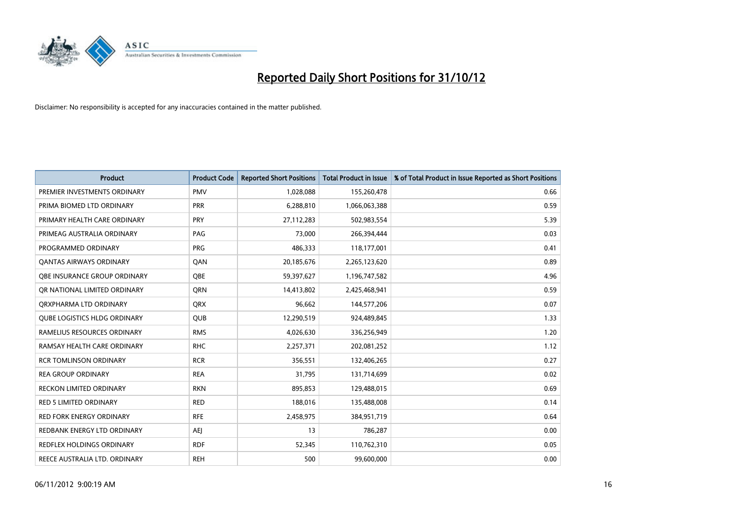# Reported Daily Short Positions for 31/10/12

Disclaimer: No responsibility is accepted for any inaccuracies contained in the matter published.

| Product | Product Code | Reported Short Positions | Total Product in Issue | % of Total Product in Issue Reported as Short Positions |
|---|---|---|---|---|
| PREMIER INVESTMENTS ORDINARY | PMV | 1,028,088 | 155,260,478 | 0.66 |
| PRIMA BIOMED LTD ORDINARY | PRR | 6,288,810 | 1,066,063,388 | 0.59 |
| PRIMARY HEALTH CARE ORDINARY | PRY | 27,112,283 | 502,983,554 | 5.39 |
| PRIMEAG AUSTRALIA ORDINARY | PAG | 73,000 | 266,394,444 | 0.03 |
| PROGRAMMED ORDINARY | PRG | 486,333 | 118,177,001 | 0.41 |
| QANTAS AIRWAYS ORDINARY | QAN | 20,185,676 | 2,265,123,620 | 0.89 |
| QBE INSURANCE GROUP ORDINARY | QBE | 59,397,627 | 1,196,747,582 | 4.96 |
| QR NATIONAL LIMITED ORDINARY | QRN | 14,413,802 | 2,425,468,941 | 0.59 |
| QRXPHARMA LTD ORDINARY | QRX | 96,662 | 144,577,206 | 0.07 |
| QUBE LOGISTICS HLDG ORDINARY | QUB | 12,290,519 | 924,489,845 | 1.33 |
| RAMELIUS RESOURCES ORDINARY | RMS | 4,026,630 | 336,256,949 | 1.20 |
| RAMSAY HEALTH CARE ORDINARY | RHC | 2,257,371 | 202,081,252 | 1.12 |
| RCR TOMLINSON ORDINARY | RCR | 356,551 | 132,406,265 | 0.27 |
| REA GROUP ORDINARY | REA | 31,795 | 131,714,699 | 0.02 |
| RECKON LIMITED ORDINARY | RKN | 895,853 | 129,488,015 | 0.69 |
| RED 5 LIMITED ORDINARY | RED | 188,016 | 135,488,008 | 0.14 |
| RED FORK ENERGY ORDINARY | RFE | 2,458,975 | 384,951,719 | 0.64 |
| REDBANK ENERGY LTD ORDINARY | AEJ | 13 | 786,287 | 0.00 |
| REDFLEX HOLDINGS ORDINARY | RDF | 52,345 | 110,762,310 | 0.05 |
| REECE AUSTRALIA LTD. ORDINARY | REH | 500 | 99,600,000 | 0.00 |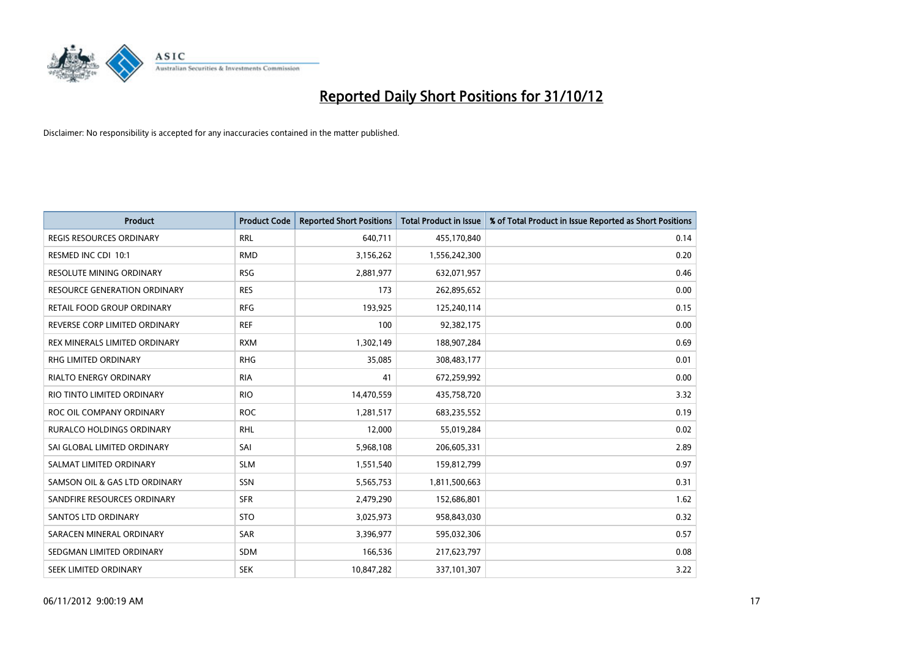# Reported Daily Short Positions for 31/10/12

Disclaimer: No responsibility is accepted for any inaccuracies contained in the matter published.

| Product | Product Code | Reported Short Positions | Total Product in Issue | % of Total Product in Issue Reported as Short Positions |
|---|---|---|---|---|
| REGIS RESOURCES ORDINARY | RRL | 640,711 | 455,170,840 | 0.14 |
| RESMED INC CDI 10:1 | RMD | 3,156,262 | 1,556,242,300 | 0.20 |
| RESOLUTE MINING ORDINARY | RSG | 2,881,977 | 632,071,957 | 0.46 |
| RESOURCE GENERATION ORDINARY | RES | 173 | 262,895,652 | 0.00 |
| RETAIL FOOD GROUP ORDINARY | RFG | 193,925 | 125,240,114 | 0.15 |
| REVERSE CORP LIMITED ORDINARY | REF | 100 | 92,382,175 | 0.00 |
| REX MINERALS LIMITED ORDINARY | RXM | 1,302,149 | 188,907,284 | 0.69 |
| RHG LIMITED ORDINARY | RHG | 35,085 | 308,483,177 | 0.01 |
| RIALTO ENERGY ORDINARY | RIA | 41 | 672,259,992 | 0.00 |
| RIO TINTO LIMITED ORDINARY | RIO | 14,470,559 | 435,758,720 | 3.32 |
| ROC OIL COMPANY ORDINARY | ROC | 1,281,517 | 683,235,552 | 0.19 |
| RURALCO HOLDINGS ORDINARY | RHL | 12,000 | 55,019,284 | 0.02 |
| SAI GLOBAL LIMITED ORDINARY | SAI | 5,968,108 | 206,605,331 | 2.89 |
| SALMAT LIMITED ORDINARY | SLM | 1,551,540 | 159,812,799 | 0.97 |
| SAMSON OIL & GAS LTD ORDINARY | SSN | 5,565,753 | 1,811,500,663 | 0.31 |
| SANDFIRE RESOURCES ORDINARY | SFR | 2,479,290 | 152,686,801 | 1.62 |
| SANTOS LTD ORDINARY | STO | 3,025,973 | 958,843,030 | 0.32 |
| SARACEN MINERAL ORDINARY | SAR | 3,396,977 | 595,032,306 | 0.57 |
| SEDGMAN LIMITED ORDINARY | SDM | 166,536 | 217,623,797 | 0.08 |
| SEEK LIMITED ORDINARY | SEK | 10,847,282 | 337,101,307 | 3.22 |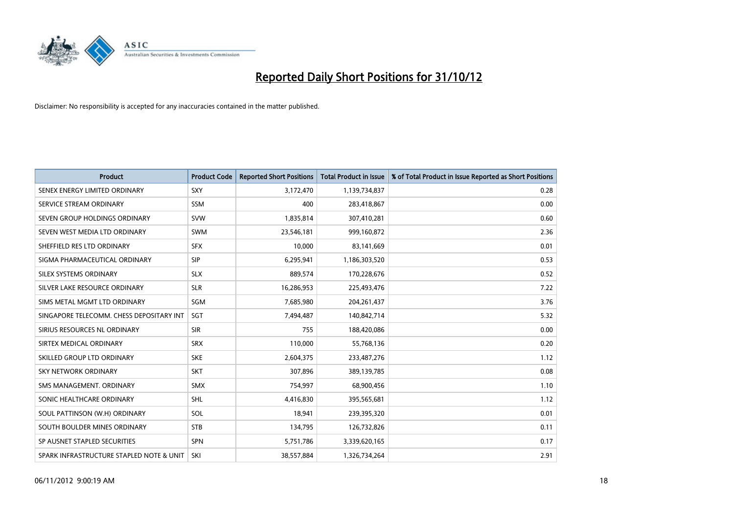# Reported Daily Short Positions for 31/10/12

Disclaimer: No responsibility is accepted for any inaccuracies contained in the matter published.

| Product | Product Code | Reported Short Positions | Total Product in Issue | % of Total Product in Issue Reported as Short Positions |
|---|---|---|---|---|
| SENEX ENERGY LIMITED ORDINARY | SXY | 3,172,470 | 1,139,734,837 | 0.28 |
| SERVICE STREAM ORDINARY | SSM | 400 | 283,418,867 | 0.00 |
| SEVEN GROUP HOLDINGS ORDINARY | SVW | 1,835,814 | 307,410,281 | 0.60 |
| SEVEN WEST MEDIA LTD ORDINARY | SWM | 23,546,181 | 999,160,872 | 2.36 |
| SHEFFIELD RES LTD ORDINARY | SFX | 10,000 | 83,141,669 | 0.01 |
| SIGMA PHARMACEUTICAL ORDINARY | SIP | 6,295,941 | 1,186,303,520 | 0.53 |
| SILEX SYSTEMS ORDINARY | SLX | 889,574 | 170,228,676 | 0.52 |
| SILVER LAKE RESOURCE ORDINARY | SLR | 16,286,953 | 225,493,476 | 7.22 |
| SIMS METAL MGMT LTD ORDINARY | SGM | 7,685,980 | 204,261,437 | 3.76 |
| SINGAPORE TELECOMM. CHESS DEPOSITARY INT | SGT | 7,494,487 | 140,842,714 | 5.32 |
| SIRIUS RESOURCES NL ORDINARY | SIR | 755 | 188,420,086 | 0.00 |
| SIRTEX MEDICAL ORDINARY | SRX | 110,000 | 55,768,136 | 0.20 |
| SKILLED GROUP LTD ORDINARY | SKE | 2,604,375 | 233,487,276 | 1.12 |
| SKY NETWORK ORDINARY | SKT | 307,896 | 389,139,785 | 0.08 |
| SMS MANAGEMENT. ORDINARY | SMX | 754,997 | 68,900,456 | 1.10 |
| SONIC HEALTHCARE ORDINARY | SHL | 4,416,830 | 395,565,681 | 1.12 |
| SOUL PATTINSON (W.H) ORDINARY | SOL | 18,941 | 239,395,320 | 0.01 |
| SOUTH BOULDER MINES ORDINARY | STB | 134,795 | 126,732,826 | 0.11 |
| SP AUSNET STAPLED SECURITIES | SPN | 5,751,786 | 3,339,620,165 | 0.17 |
| SPARK INFRASTRUCTURE STAPLED NOTE & UNIT | SKI | 38,557,884 | 1,326,734,264 | 2.91 |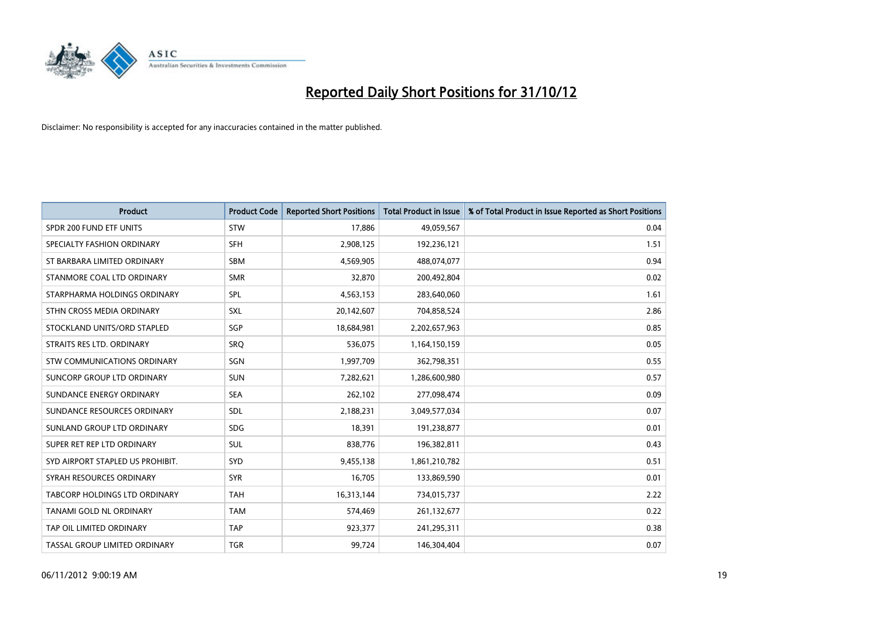# Reported Daily Short Positions for 31/10/12

Disclaimer: No responsibility is accepted for any inaccuracies contained in the matter published.

| Product | Product Code | Reported Short Positions | Total Product in Issue | % of Total Product in Issue Reported as Short Positions |
| --- | --- | --- | --- | --- |
| SPDR 200 FUND ETF UNITS | STW | 17,886 | 49,059,567 | 0.04 |
| SPECIALTY FASHION ORDINARY | SFH | 2,908,125 | 192,236,121 | 1.51 |
| ST BARBARA LIMITED ORDINARY | SBM | 4,569,905 | 488,074,077 | 0.94 |
| STANMORE COAL LTD ORDINARY | SMR | 32,870 | 200,492,804 | 0.02 |
| STARPHARMA HOLDINGS ORDINARY | SPL | 4,563,153 | 283,640,060 | 1.61 |
| STHN CROSS MEDIA ORDINARY | SXL | 20,142,607 | 704,858,524 | 2.86 |
| STOCKLAND UNITS/ORD STAPLED | SGP | 18,684,981 | 2,202,657,963 | 0.85 |
| STRAITS RES LTD. ORDINARY | SRQ | 536,075 | 1,164,150,159 | 0.05 |
| STW COMMUNICATIONS ORDINARY | SGN | 1,997,709 | 362,798,351 | 0.55 |
| SUNCORP GROUP LTD ORDINARY | SUN | 7,282,621 | 1,286,600,980 | 0.57 |
| SUNDANCE ENERGY ORDINARY | SEA | 262,102 | 277,098,474 | 0.09 |
| SUNDANCE RESOURCES ORDINARY | SDL | 2,188,231 | 3,049,577,034 | 0.07 |
| SUNLAND GROUP LTD ORDINARY | SDG | 18,391 | 191,238,877 | 0.01 |
| SUPER RET REP LTD ORDINARY | SUL | 838,776 | 196,382,811 | 0.43 |
| SYD AIRPORT STAPLED US PROHIBIT. | SYD | 9,455,138 | 1,861,210,782 | 0.51 |
| SYRAH RESOURCES ORDINARY | SYR | 16,705 | 133,869,590 | 0.01 |
| TABCORP HOLDINGS LTD ORDINARY | TAH | 16,313,144 | 734,015,737 | 2.22 |
| TANAMI GOLD NL ORDINARY | TAM | 574,469 | 261,132,677 | 0.22 |
| TAP OIL LIMITED ORDINARY | TAP | 923,377 | 241,295,311 | 0.38 |
| TASSAL GROUP LIMITED ORDINARY | TGR | 99,724 | 146,304,404 | 0.07 |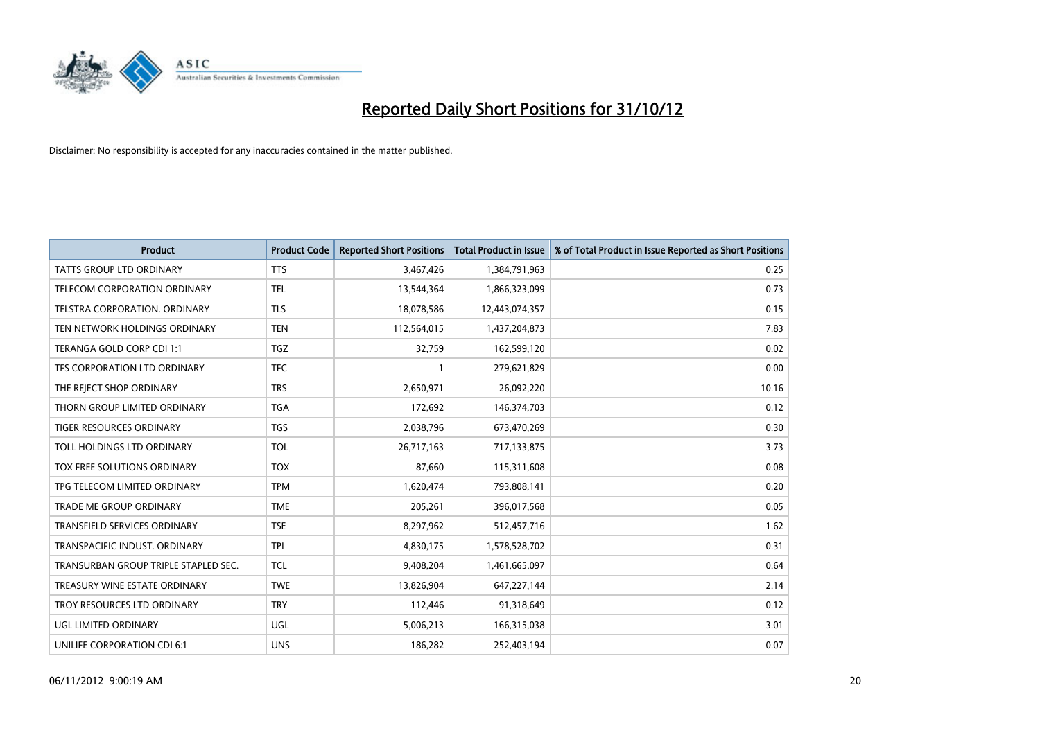# Reported Daily Short Positions for 31/10/12

Disclaimer: No responsibility is accepted for any inaccuracies contained in the matter published.

| Product | Product Code | Reported Short Positions | Total Product in Issue | % of Total Product in Issue Reported as Short Positions |
|---|---|---|---|---|
| TATTS GROUP LTD ORDINARY | TTS | 3,467,426 | 1,384,791,963 | 0.25 |
| TELECOM CORPORATION ORDINARY | TEL | 13,544,364 | 1,866,323,099 | 0.73 |
| TELSTRA CORPORATION. ORDINARY | TLS | 18,078,586 | 12,443,074,357 | 0.15 |
| TEN NETWORK HOLDINGS ORDINARY | TEN | 112,564,015 | 1,437,204,873 | 7.83 |
| TERANGA GOLD CORP CDI 1:1 | TGZ | 32,759 | 162,599,120 | 0.02 |
| TFS CORPORATION LTD ORDINARY | TFC | 1 | 279,621,829 | 0.00 |
| THE REJECT SHOP ORDINARY | TRS | 2,650,971 | 26,092,220 | 10.16 |
| THORN GROUP LIMITED ORDINARY | TGA | 172,692 | 146,374,703 | 0.12 |
| TIGER RESOURCES ORDINARY | TGS | 2,038,796 | 673,470,269 | 0.30 |
| TOLL HOLDINGS LTD ORDINARY | TOL | 26,717,163 | 717,133,875 | 3.73 |
| TOX FREE SOLUTIONS ORDINARY | TOX | 87,660 | 115,311,608 | 0.08 |
| TPG TELECOM LIMITED ORDINARY | TPM | 1,620,474 | 793,808,141 | 0.20 |
| TRADE ME GROUP ORDINARY | TME | 205,261 | 396,017,568 | 0.05 |
| TRANSFIELD SERVICES ORDINARY | TSE | 8,297,962 | 512,457,716 | 1.62 |
| TRANSPACIFIC INDUST. ORDINARY | TPI | 4,830,175 | 1,578,528,702 | 0.31 |
| TRANSURBAN GROUP TRIPLE STAPLED SEC. | TCL | 9,408,204 | 1,461,665,097 | 0.64 |
| TREASURY WINE ESTATE ORDINARY | TWE | 13,826,904 | 647,227,144 | 2.14 |
| TROY RESOURCES LTD ORDINARY | TRY | 112,446 | 91,318,649 | 0.12 |
| UGL LIMITED ORDINARY | UGL | 5,006,213 | 166,315,038 | 3.01 |
| UNILIFE CORPORATION CDI 6:1 | UNS | 186,282 | 252,403,194 | 0.07 |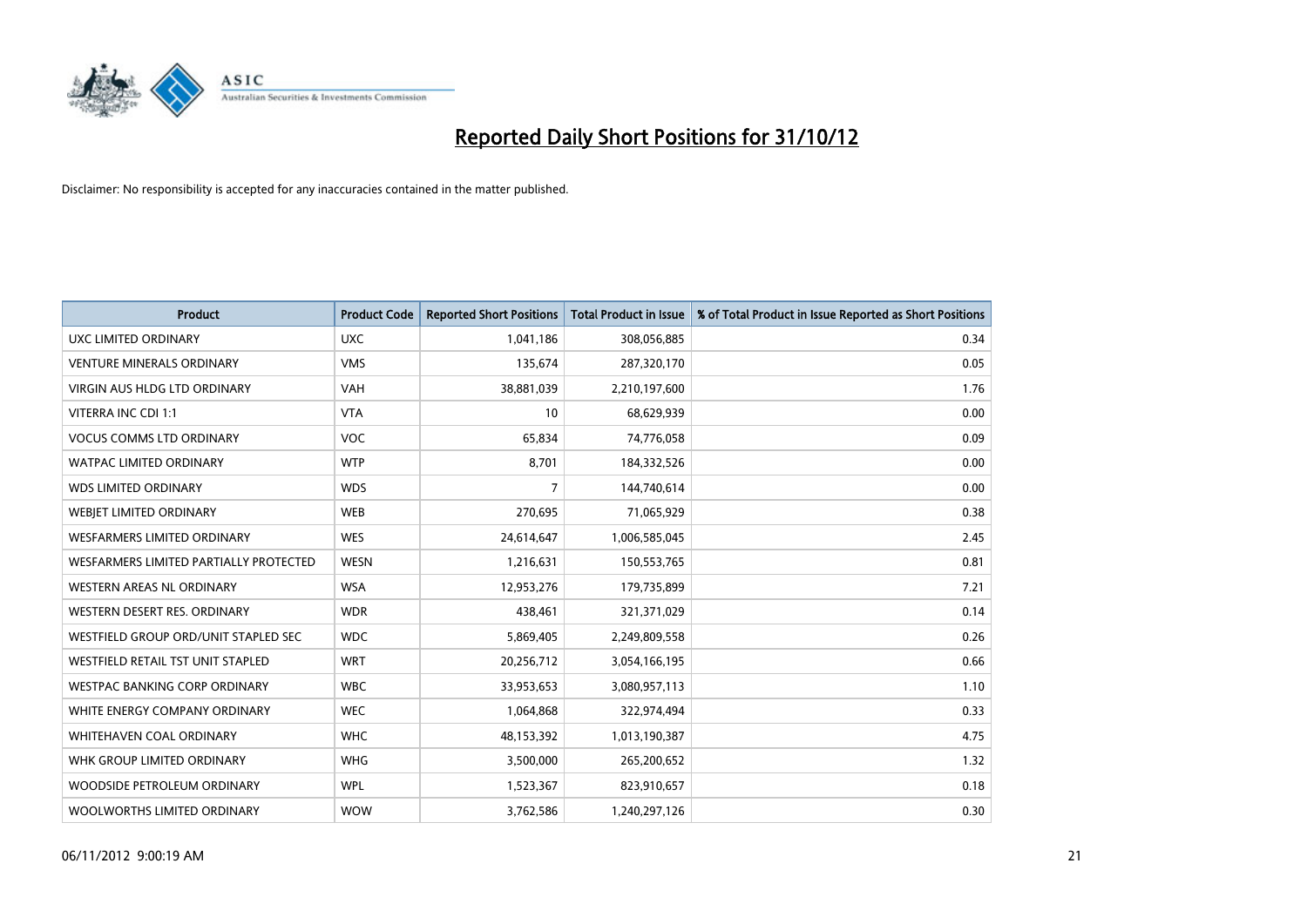# Reported Daily Short Positions for 31/10/12

Disclaimer: No responsibility is accepted for any inaccuracies contained in the matter published.

| Product | Product Code | Reported Short Positions | Total Product in Issue | % of Total Product in Issue Reported as Short Positions |
|---|---|---|---|---|
| UXC LIMITED ORDINARY | UXC | 1,041,186 | 308,056,885 | 0.34 |
| VENTURE MINERALS ORDINARY | VMS | 135,674 | 287,320,170 | 0.05 |
| VIRGIN AUS HLDG LTD ORDINARY | VAH | 38,881,039 | 2,210,197,600 | 1.76 |
| VITERRA INC CDI 1:1 | VTA | 10 | 68,629,939 | 0.00 |
| VOCUS COMMS LTD ORDINARY | VOC | 65,834 | 74,776,058 | 0.09 |
| WATPAC LIMITED ORDINARY | WTP | 8,701 | 184,332,526 | 0.00 |
| WDS LIMITED ORDINARY | WDS | 7 | 144,740,614 | 0.00 |
| WEBJET LIMITED ORDINARY | WEB | 270,695 | 71,065,929 | 0.38 |
| WESFARMERS LIMITED ORDINARY | WES | 24,614,647 | 1,006,585,045 | 2.45 |
| WESFARMERS LIMITED PARTIALLY PROTECTED | WESN | 1,216,631 | 150,553,765 | 0.81 |
| WESTERN AREAS NL ORDINARY | WSA | 12,953,276 | 179,735,899 | 7.21 |
| WESTERN DESERT RES. ORDINARY | WDR | 438,461 | 321,371,029 | 0.14 |
| WESTFIELD GROUP ORD/UNIT STAPLED SEC | WDC | 5,869,405 | 2,249,809,558 | 0.26 |
| WESTFIELD RETAIL TST UNIT STAPLED | WRT | 20,256,712 | 3,054,166,195 | 0.66 |
| WESTPAC BANKING CORP ORDINARY | WBC | 33,953,653 | 3,080,957,113 | 1.10 |
| WHITE ENERGY COMPANY ORDINARY | WEC | 1,064,868 | 322,974,494 | 0.33 |
| WHITEHAVEN COAL ORDINARY | WHC | 48,153,392 | 1,013,190,387 | 4.75 |
| WHK GROUP LIMITED ORDINARY | WHG | 3,500,000 | 265,200,652 | 1.32 |
| WOODSIDE PETROLEUM ORDINARY | WPL | 1,523,367 | 823,910,657 | 0.18 |
| WOOLWORTHS LIMITED ORDINARY | WOW | 3,762,586 | 1,240,297,126 | 0.30 |

06/11/2012 9:00:19 AM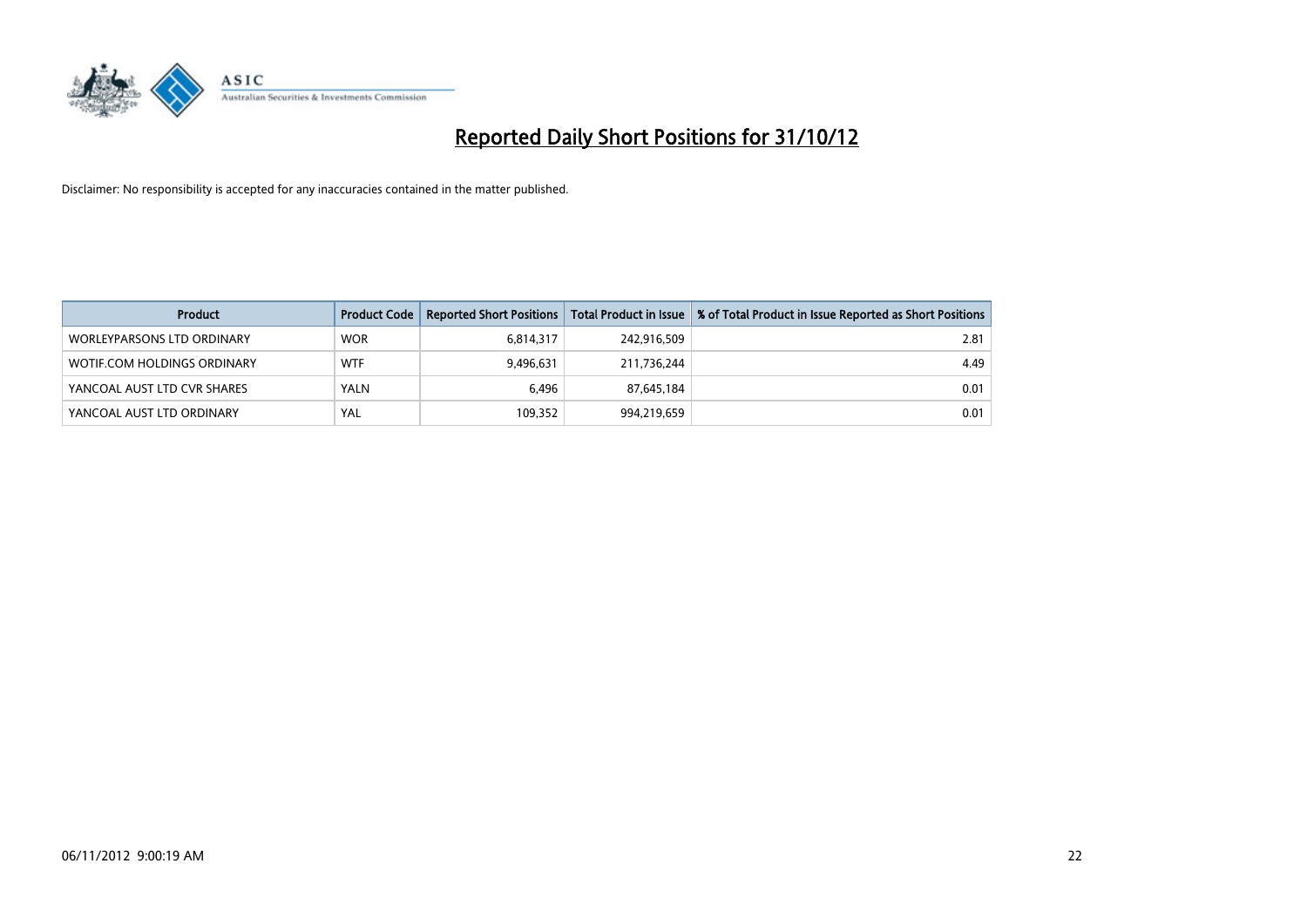# Reported Daily Short Positions for 31/10/12

Disclaimer: No responsibility is accepted for any inaccuracies contained in the matter published.

| Product | Product Code | Reported Short Positions | Total Product in Issue | % of Total Product in Issue Reported as Short Positions |
|---|---|---|---|---|
| WORLEYPARSONS LTD ORDINARY | WOR | 6,814,317 | 242,916,509 | 2.81 |
| WOTIF.COM HOLDINGS ORDINARY | WTF | 9,496,631 | 211,736,244 | 4.49 |
| YANCOAL AUST LTD CVR SHARES | YALN | 6,496 | 87,645,184 | 0.01 |
| YANCOAL AUST LTD ORDINARY | YAL | 109,352 | 994,219,659 | 0.01 |

06/11/2012 9:00:19 AM